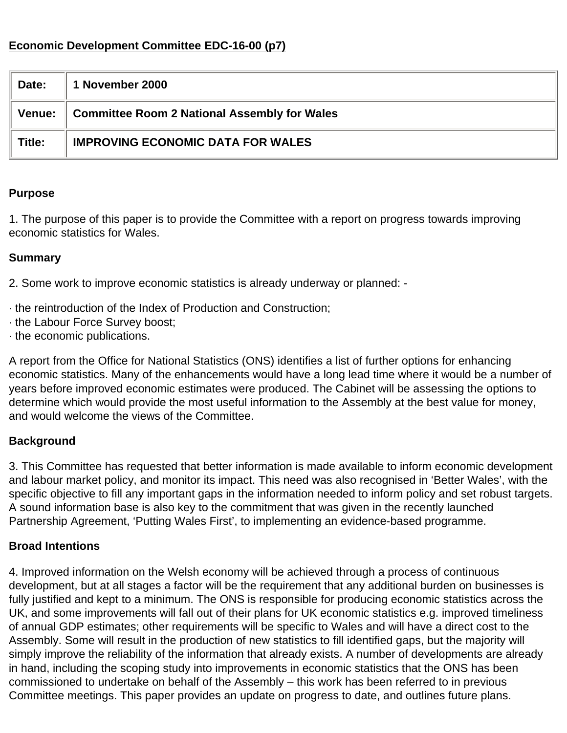**Economic Development Committee EDC-16-00 (p7)**

| Date: | 1 November 2000 |
|---|---|
| Venue: | Committee Room 2 National Assembly for Wales |
| Title: | IMPROVING ECONOMIC DATA FOR WALES |

**Purpose**

1. The purpose of this paper is to provide the Committee with a report on progress towards improving economic statistics for Wales.

**Summary**

2. Some work to improve economic statistics is already underway or planned: -

· the reintroduction of the Index of Production and Construction;
· the Labour Force Survey boost;
· the economic publications.

A report from the Office for National Statistics (ONS) identifies a list of further options for enhancing economic statistics. Many of the enhancements would have a long lead time where it would be a number of years before improved economic estimates were produced. The Cabinet will be assessing the options to determine which would provide the most useful information to the Assembly at the best value for money, and would welcome the views of the Committee.

**Background**

3. This Committee has requested that better information is made available to inform economic development and labour market policy, and monitor its impact. This need was also recognised in 'Better Wales', with the specific objective to fill any important gaps in the information needed to inform policy and set robust targets. A sound information base is also key to the commitment that was given in the recently launched Partnership Agreement, 'Putting Wales First', to implementing an evidence-based programme.

**Broad Intentions**

4. Improved information on the Welsh economy will be achieved through a process of continuous development, but at all stages a factor will be the requirement that any additional burden on businesses is fully justified and kept to a minimum. The ONS is responsible for producing economic statistics across the UK, and some improvements will fall out of their plans for UK economic statistics e.g. improved timeliness of annual GDP estimates; other requirements will be specific to Wales and will have a direct cost to the Assembly. Some will result in the production of new statistics to fill identified gaps, but the majority will simply improve the reliability of the information that already exists. A number of developments are already in hand, including the scoping study into improvements in economic statistics that the ONS has been commissioned to undertake on behalf of the Assembly – this work has been referred to in previous Committee meetings. This paper provides an update on progress to date, and outlines future plans.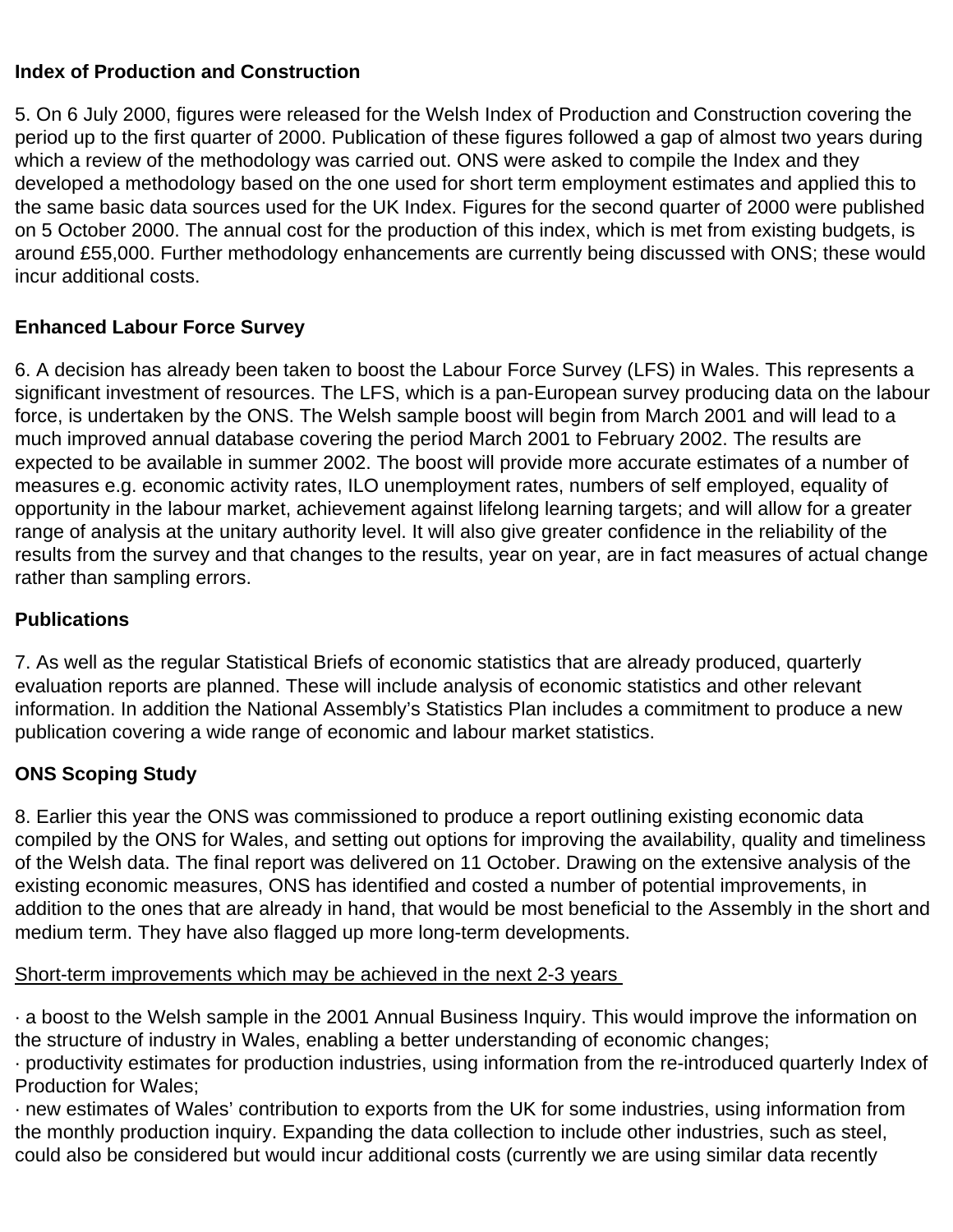**Index of Production and Construction**

5. On 6 July 2000, figures were released for the Welsh Index of Production and Construction covering the period up to the first quarter of 2000. Publication of these figures followed a gap of almost two years during which a review of the methodology was carried out. ONS were asked to compile the Index and they developed a methodology based on the one used for short term employment estimates and applied this to the same basic data sources used for the UK Index. Figures for the second quarter of 2000 were published on 5 October 2000. The annual cost for the production of this index, which is met from existing budgets, is around £55,000. Further methodology enhancements are currently being discussed with ONS; these would incur additional costs.

**Enhanced Labour Force Survey**

6. A decision has already been taken to boost the Labour Force Survey (LFS) in Wales. This represents a significant investment of resources. The LFS, which is a pan-European survey producing data on the labour force, is undertaken by the ONS. The Welsh sample boost will begin from March 2001 and will lead to a much improved annual database covering the period March 2001 to February 2002. The results are expected to be available in summer 2002. The boost will provide more accurate estimates of a number of measures e.g. economic activity rates, ILO unemployment rates, numbers of self employed, equality of opportunity in the labour market, achievement against lifelong learning targets; and will allow for a greater range of analysis at the unitary authority level. It will also give greater confidence in the reliability of the results from the survey and that changes to the results, year on year, are in fact measures of actual change rather than sampling errors.

**Publications**

7. As well as the regular Statistical Briefs of economic statistics that are already produced, quarterly evaluation reports are planned. These will include analysis of economic statistics and other relevant information. In addition the National Assembly's Statistics Plan includes a commitment to produce a new publication covering a wide range of economic and labour market statistics.

**ONS Scoping Study**

8. Earlier this year the ONS was commissioned to produce a report outlining existing economic data compiled by the ONS for Wales, and setting out options for improving the availability, quality and timeliness of the Welsh data. The final report was delivered on 11 October. Drawing on the extensive analysis of the existing economic measures, ONS has identified and costed a number of potential improvements, in addition to the ones that are already in hand, that would be most beneficial to the Assembly in the short and medium term. They have also flagged up more long-term developments.

Short-term improvements which may be achieved in the next 2-3 years

- a boost to the Welsh sample in the 2001 Annual Business Inquiry. This would improve the information on the structure of industry in Wales, enabling a better understanding of economic changes;
- productivity estimates for production industries, using information from the re-introduced quarterly Index of Production for Wales;
- new estimates of Wales' contribution to exports from the UK for some industries, using information from the monthly production inquiry. Expanding the data collection to include other industries, such as steel, could also be considered but would incur additional costs (currently we are using similar data recently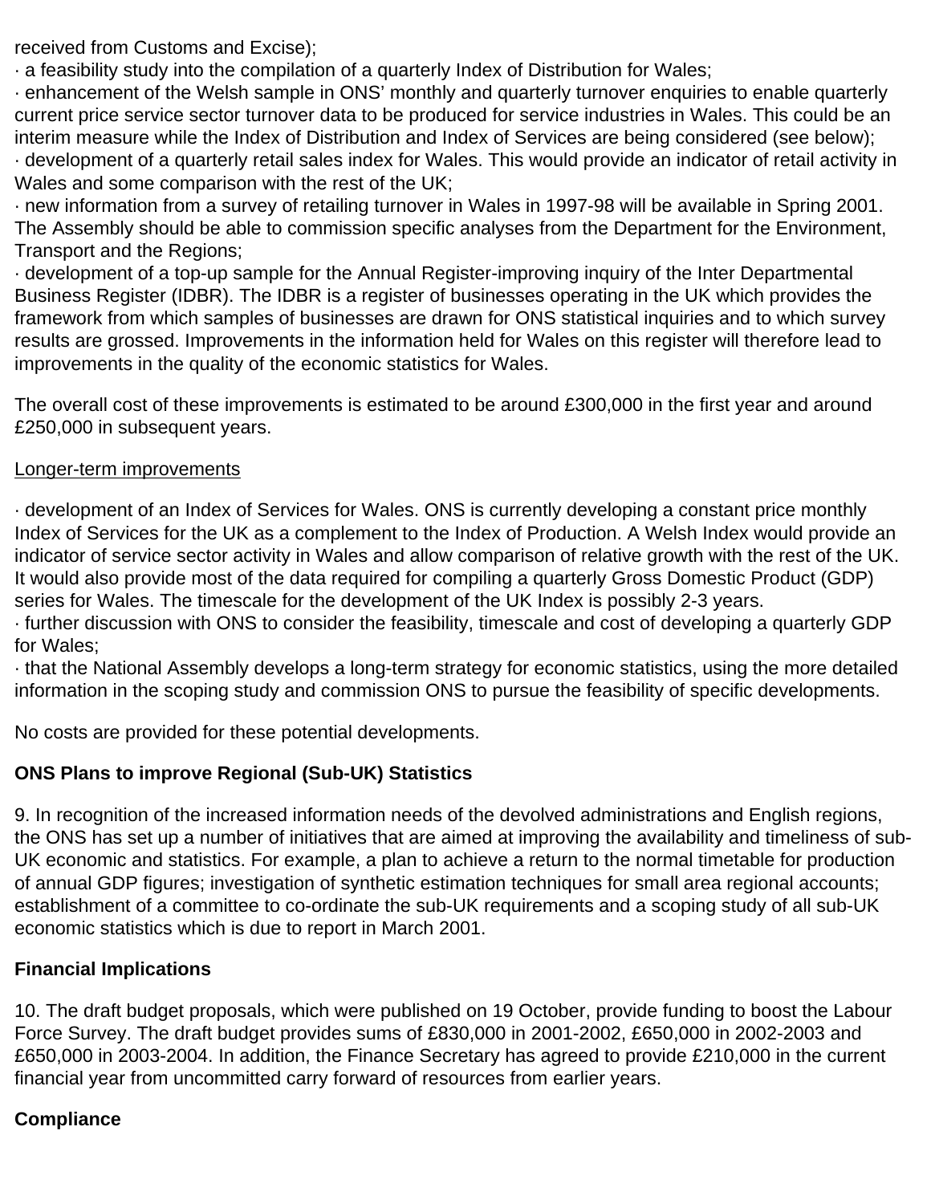received from Customs and Excise);

· a feasibility study into the compilation of a quarterly Index of Distribution for Wales;

· enhancement of the Welsh sample in ONS' monthly and quarterly turnover enquiries to enable quarterly current price service sector turnover data to be produced for service industries in Wales. This could be an interim measure while the Index of Distribution and Index of Services are being considered (see below);

· development of a quarterly retail sales index for Wales. This would provide an indicator of retail activity in Wales and some comparison with the rest of the UK;

· new information from a survey of retailing turnover in Wales in 1997-98 will be available in Spring 2001. The Assembly should be able to commission specific analyses from the Department for the Environment, Transport and the Regions;

· development of a top-up sample for the Annual Register-improving inquiry of the Inter Departmental Business Register (IDBR). The IDBR is a register of businesses operating in the UK which provides the framework from which samples of businesses are drawn for ONS statistical inquiries and to which survey results are grossed. Improvements in the information held for Wales on this register will therefore lead to improvements in the quality of the economic statistics for Wales.

The overall cost of these improvements is estimated to be around £300,000 in the first year and around £250,000 in subsequent years.

Longer-term improvements

· development of an Index of Services for Wales. ONS is currently developing a constant price monthly Index of Services for the UK as a complement to the Index of Production. A Welsh Index would provide an indicator of service sector activity in Wales and allow comparison of relative growth with the rest of the UK. It would also provide most of the data required for compiling a quarterly Gross Domestic Product (GDP) series for Wales. The timescale for the development of the UK Index is possibly 2-3 years.

· further discussion with ONS to consider the feasibility, timescale and cost of developing a quarterly GDP for Wales;

· that the National Assembly develops a long-term strategy for economic statistics, using the more detailed information in the scoping study and commission ONS to pursue the feasibility of specific developments.

No costs are provided for these potential developments.

**ONS Plans to improve Regional (Sub-UK) Statistics**

9. In recognition of the increased information needs of the devolved administrations and English regions, the ONS has set up a number of initiatives that are aimed at improving the availability and timeliness of sub-UK economic and statistics. For example, a plan to achieve a return to the normal timetable for production of annual GDP figures; investigation of synthetic estimation techniques for small area regional accounts; establishment of a committee to co-ordinate the sub-UK requirements and a scoping study of all sub-UK economic statistics which is due to report in March 2001.

**Financial Implications**

10. The draft budget proposals, which were published on 19 October, provide funding to boost the Labour Force Survey. The draft budget provides sums of £830,000 in 2001-2002, £650,000 in 2002-2003 and £650,000 in 2003-2004. In addition, the Finance Secretary has agreed to provide £210,000 in the current financial year from uncommitted carry forward of resources from earlier years.

**Compliance**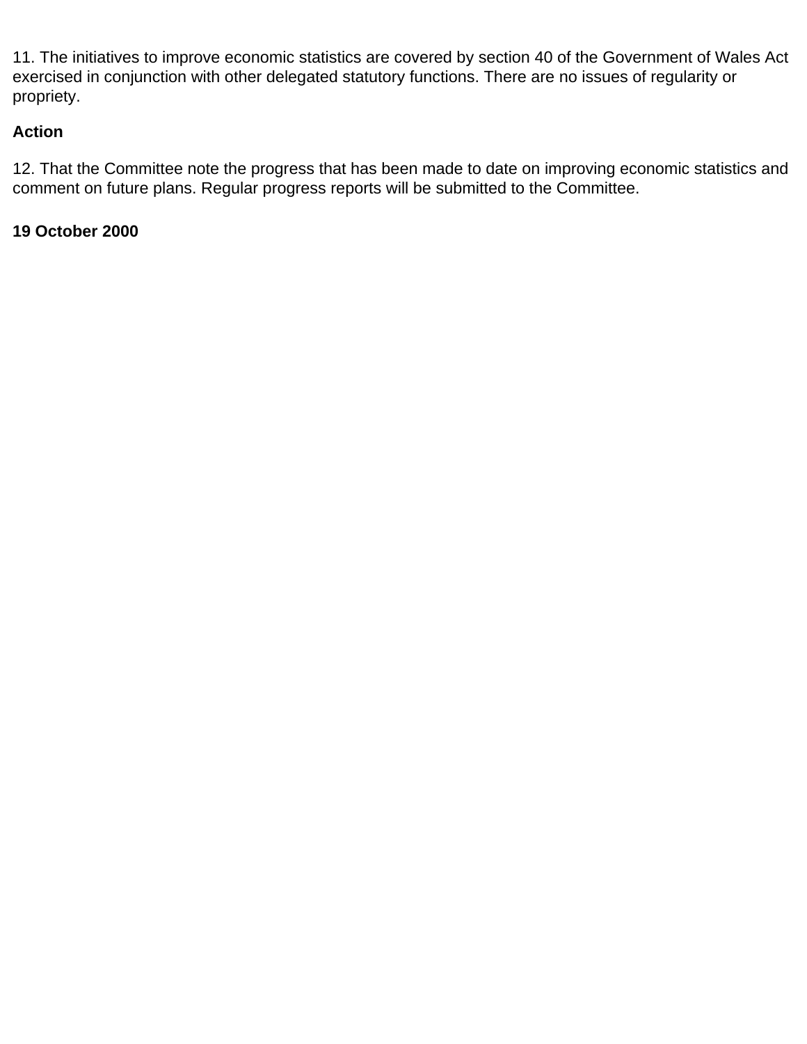11. The initiatives to improve economic statistics are covered by section 40 of the Government of Wales Act exercised in conjunction with other delegated statutory functions. There are no issues of regularity or propriety.

**Action**

12. That the Committee note the progress that has been made to date on improving economic statistics and comment on future plans. Regular progress reports will be submitted to the Committee.

**19 October 2000**